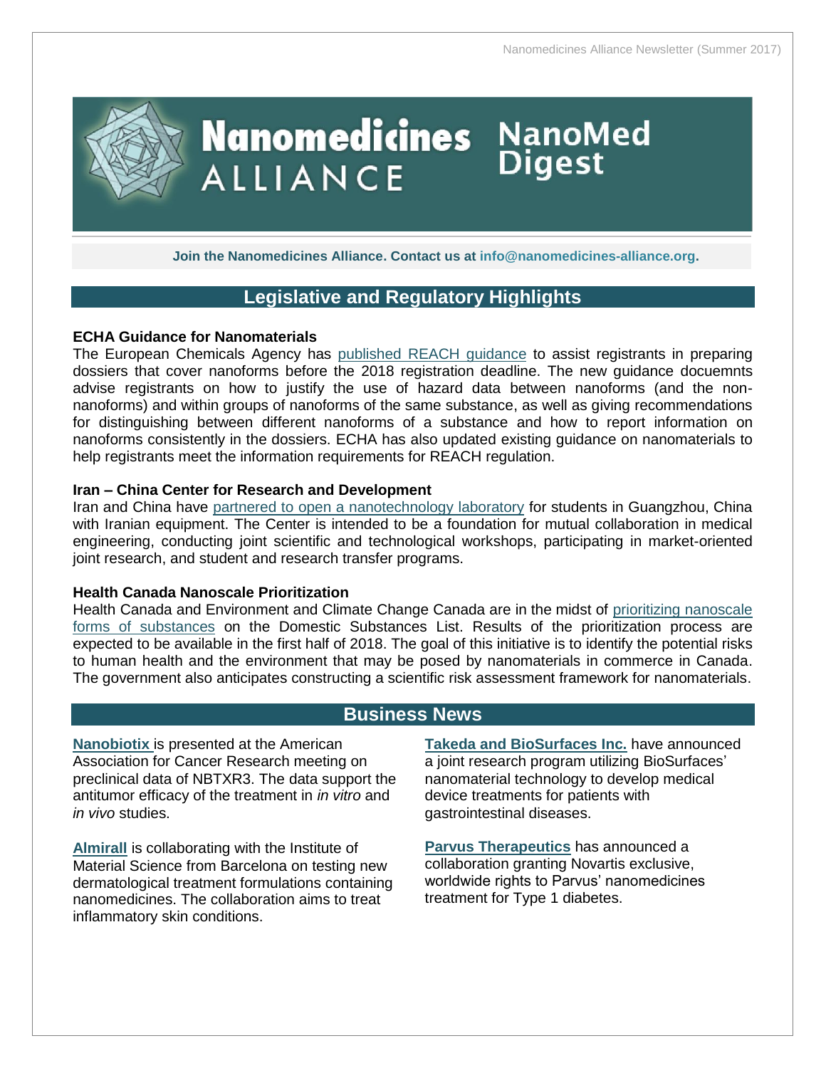# Nanomedicines Alliance NanoMed Digest

**Join the Nanomedicines Alliance. Contact us at info@nanomedicines-alliance.org.**

## Legislative and Regulatory Highlights

**ECHA Guidance for Nanomaterials**
The European Chemicals Agency has published REACH guidance to assist registrants in preparing dossiers that cover nanoforms before the 2018 registration deadline. The new guidance docuemnts advise registrants on how to justify the use of hazard data between nanoforms (and the non-nanoforms) and within groups of nanoforms of the same substance, as well as giving recommendations for distinguishing between different nanoforms of a substance and how to report information on nanoforms consistently in the dossiers. ECHA has also updated existing guidance on nanomaterials to help registrants meet the information requirements for REACH regulation.

**Iran – China Center for Research and Development**
Iran and China have partnered to open a nanotechnology laboratory for students in Guangzhou, China with Iranian equipment. The Center is intended to be a foundation for mutual collaboration in medical engineering, conducting joint scientific and technological workshops, participating in market-oriented joint research, and student and research transfer programs.

**Health Canada Nanoscale Prioritization**
Health Canada and Environment and Climate Change Canada are in the midst of prioritizing nanoscale forms of substances on the Domestic Substances List. Results of the prioritization process are expected to be available in the first half of 2018. The goal of this initiative is to identify the potential risks to human health and the environment that may be posed by nanomaterials in commerce in Canada. The government also anticipates constructing a scientific risk assessment framework for nanomaterials.

## Business News

**Nanobiotix** is presented at the American Association for Cancer Research meeting on preclinical data of NBTXR3. The data support the antitumor efficacy of the treatment in *in vitro* and *in vivo* studies.

**Almirall** is collaborating with the Institute of Material Science from Barcelona on testing new dermatological treatment formulations containing nanomedicines. The collaboration aims to treat inflammatory skin conditions.

**Takeda and BioSurfaces Inc.** have announced a joint research program utilizing BioSurfaces' nanomaterial technology to develop medical device treatments for patients with gastrointestinal diseases.

**Parvus Therapeutics** has announced a collaboration granting Novartis exclusive, worldwide rights to Parvus' nanomedicines treatment for Type 1 diabetes.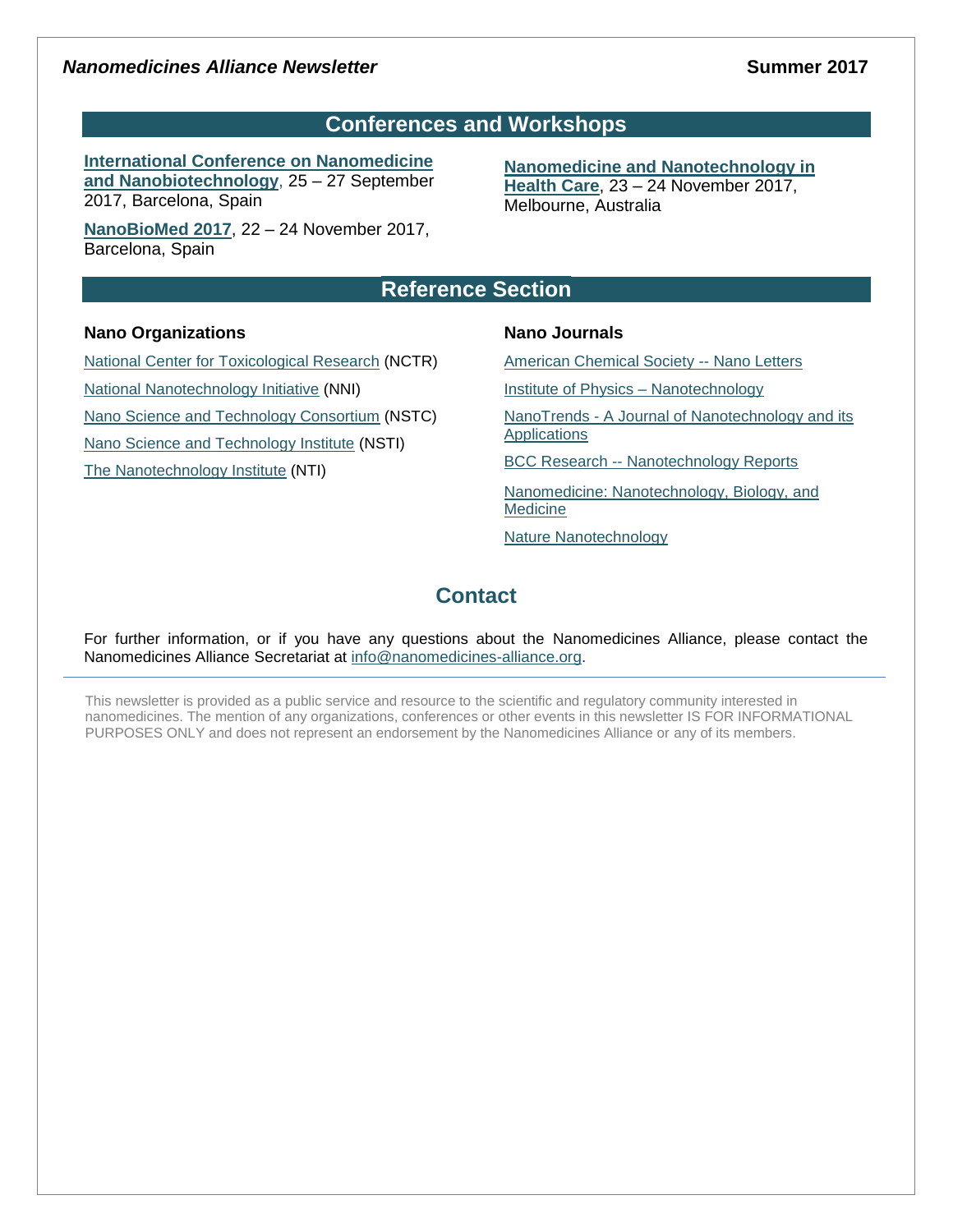## Conferences and Workshops

**International Conference on Nanomedicine and Nanobiotechnology**, 25 – 27 September 2017, Barcelona, Spain

**NanoBioMed 2017**, 22 – 24 November 2017, Barcelona, Spain

**Nanomedicine and Nanotechnology in Health Care**, 23 – 24 November 2017, Melbourne, Australia

## Reference Section

### Nano Organizations

National Center for Toxicological Research (NCTR)

National Nanotechnology Initiative (NNI)

Nano Science and Technology Consortium (NSTC)

Nano Science and Technology Institute (NSTI)

The Nanotechnology Institute (NTI)

### Nano Journals

American Chemical Society -- Nano Letters

Institute of Physics – Nanotechnology

NanoTrends - A Journal of Nanotechnology and its Applications

BCC Research -- Nanotechnology Reports

Nanomedicine: Nanotechnology, Biology, and Medicine

Nature Nanotechnology

## Contact

For further information, or if you have any questions about the Nanomedicines Alliance, please contact the Nanomedicines Alliance Secretariat at info@nanomedicines-alliance.org.

---

This newsletter is provided as a public service and resource to the scientific and regulatory community interested in nanomedicines. The mention of any organizations, conferences or other events in this newsletter IS FOR INFORMATIONAL PURPOSES ONLY and does not represent an endorsement by the Nanomedicines Alliance or any of its members.